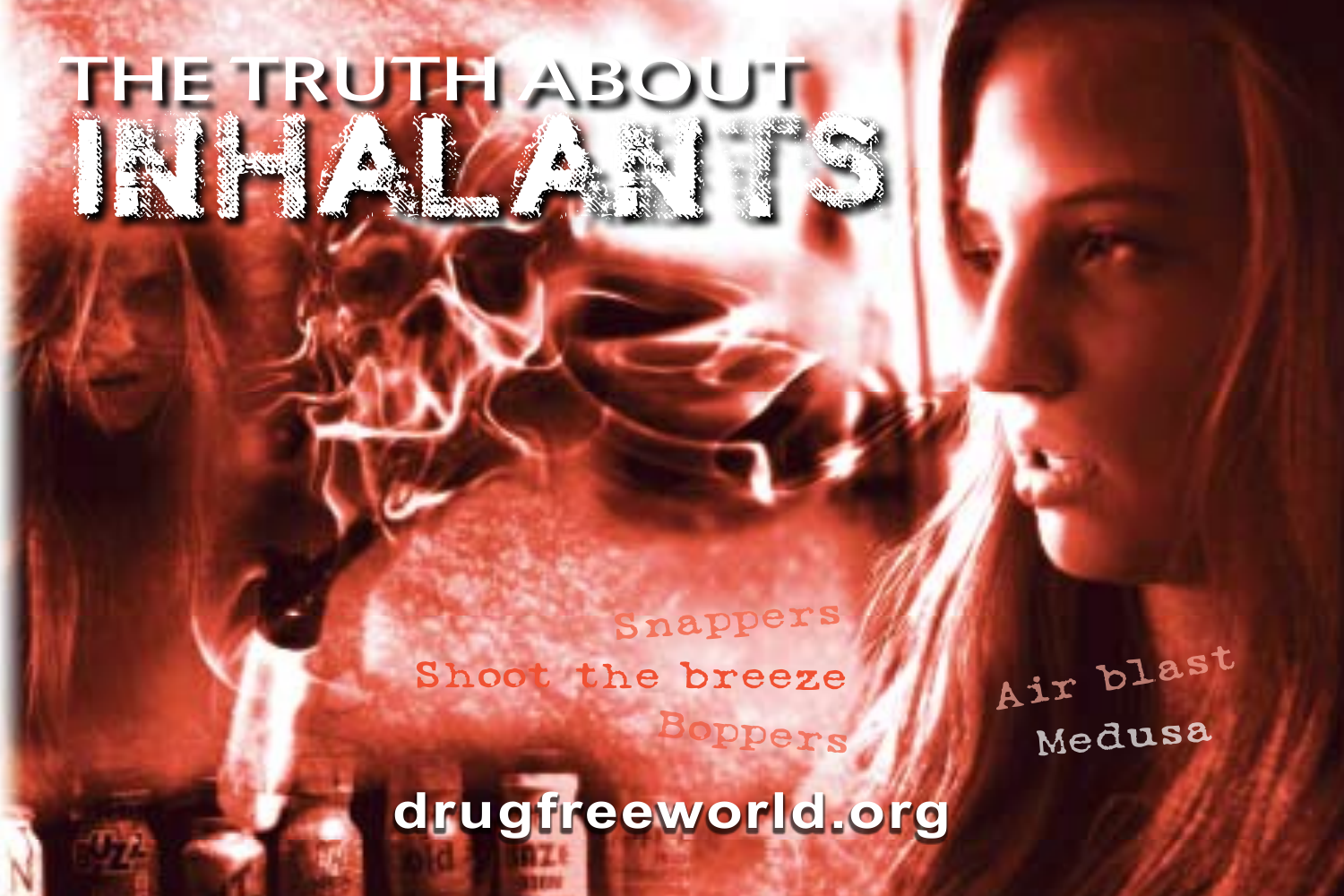# THE TRUTH ABOUT INHALANTS

Snappers

Shoot the breeze

Boppers

Air blast

Medusa

drugfreeworld.org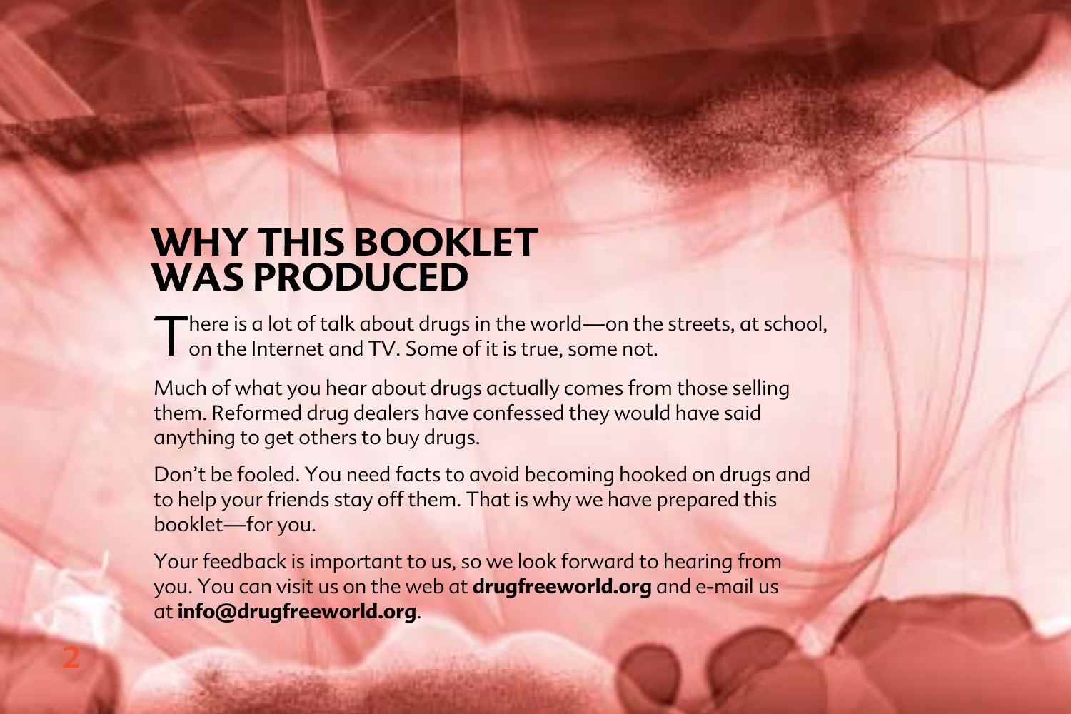# WHY THIS BOOKLET WAS PRODUCED

There is a lot of talk about drugs in the world—on the streets, at school, on the Internet and TV. Some of it is true, some not.

Much of what you hear about drugs actually comes from those selling them. Reformed drug dealers have confessed they would have said anything to get others to buy drugs.

Don't be fooled. You need facts to avoid becoming hooked on drugs and to help your friends stay off them. That is why we have prepared this booklet—for you.

Your feedback is important to us, so we look forward to hearing from you. You can visit us on the web at **drugfreeworld.org** and e-mail us at **info@drugfreeworld.org**.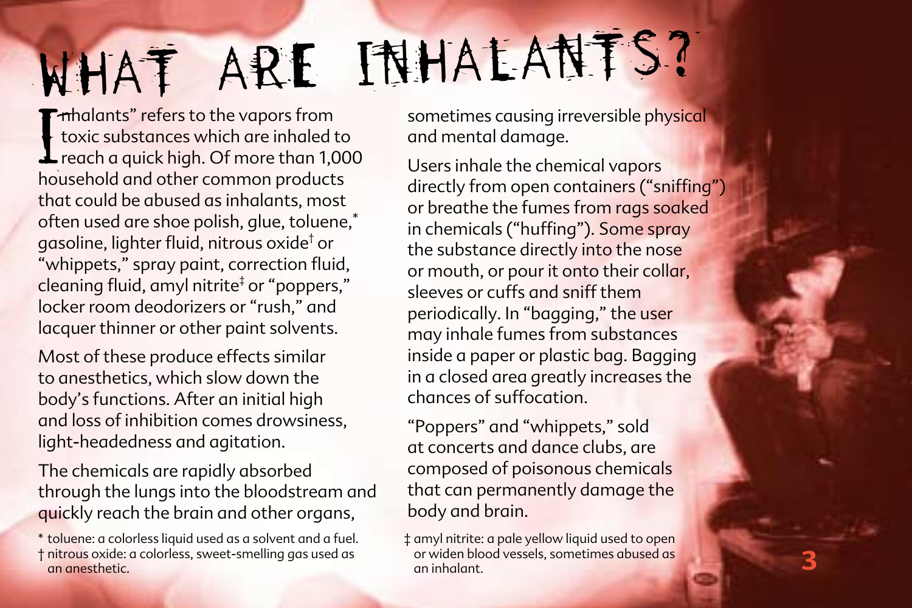# WHAT ARE INHALANTS?

"Inhalants" refers to the vapors from toxic substances which are inhaled to reach a quick high. Of more than 1,000 household and other common products that could be abused as inhalants, most often used are shoe polish, glue, toluene,* gasoline, lighter fluid, nitrous oxide† or "whippets," spray paint, correction fluid, cleaning fluid, amyl nitrite‡ or "poppers," locker room deodorizers or "rush," and lacquer thinner or other paint solvents.

Most of these produce effects similar to anesthetics, which slow down the body's functions. After an initial high and loss of inhibition comes drowsiness, light-headedness and agitation.

The chemicals are rapidly absorbed through the lungs into the bloodstream and quickly reach the brain and other organs, sometimes causing irreversible physical and mental damage.

Users inhale the chemical vapors directly from open containers ("sniffing") or breathe the fumes from rags soaked in chemicals ("huffing"). Some spray the substance directly into the nose or mouth, or pour it onto their collar, sleeves or cuffs and sniff them periodically. In "bagging," the user may inhale fumes from substances inside a paper or plastic bag. Bagging in a closed area greatly increases the chances of suffocation.

"Poppers" and "whippets," sold at concerts and dance clubs, are composed of poisonous chemicals that can permanently damage the body and brain.

\* toluene: a colorless liquid used as a solvent and a fuel.

† nitrous oxide: a colorless, sweet-smelling gas used as an anesthetic.

‡ amyl nitrite: a pale yellow liquid used to open or widen blood vessels, sometimes abused as an inhalant.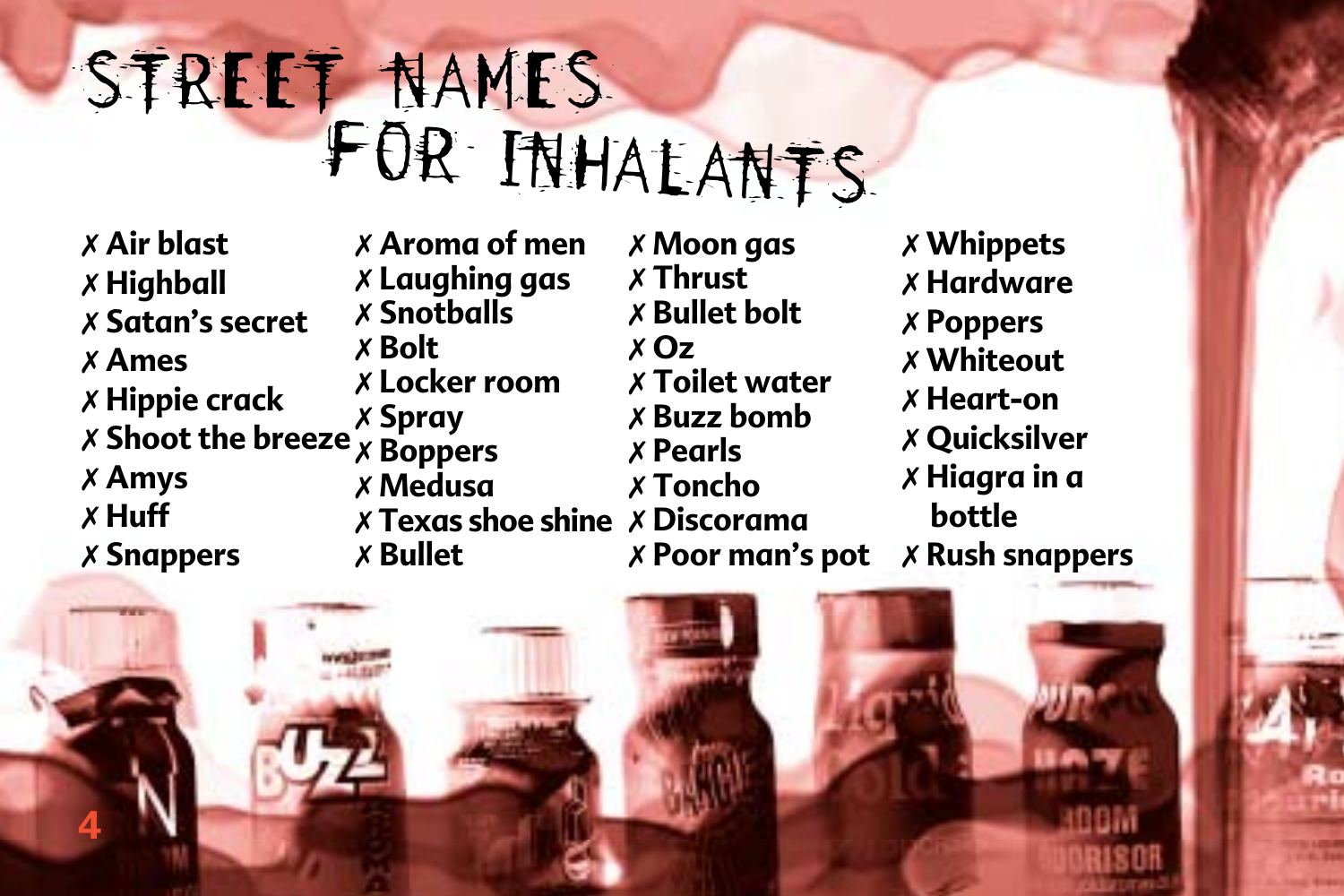# Street Names for Inhalants

- ✗ Air blast
- ✗ Highball
- ✗ Satan's secret
- ✗ Ames
- ✗ Hippie crack
- ✗ Shoot the breeze
- ✗ Amys
- ✗ Huff
- ✗ Snappers
- ✗ Aroma of men
- ✗ Laughing gas
- ✗ Snotballs
- ✗ Bolt
- ✗ Locker room
- ✗ Spray
- ✗ Boppers
- ✗ Medusa
- ✗ Texas shoe shine
- ✗ Bullet
- ✗ Moon gas
- ✗ Thrust
- ✗ Bullet bolt
- ✗ Oz
- ✗ Toilet water
- ✗ Buzz bomb
- ✗ Pearls
- ✗ Toncho
- ✗ Discorama
- ✗ Poor man's pot
- ✗ Whippets
- ✗ Hardware
- ✗ Poppers
- ✗ Whiteout
- ✗ Heart-on
- ✗ Quicksilver
- ✗ Hiagra in a bottle
- ✗ Rush snappers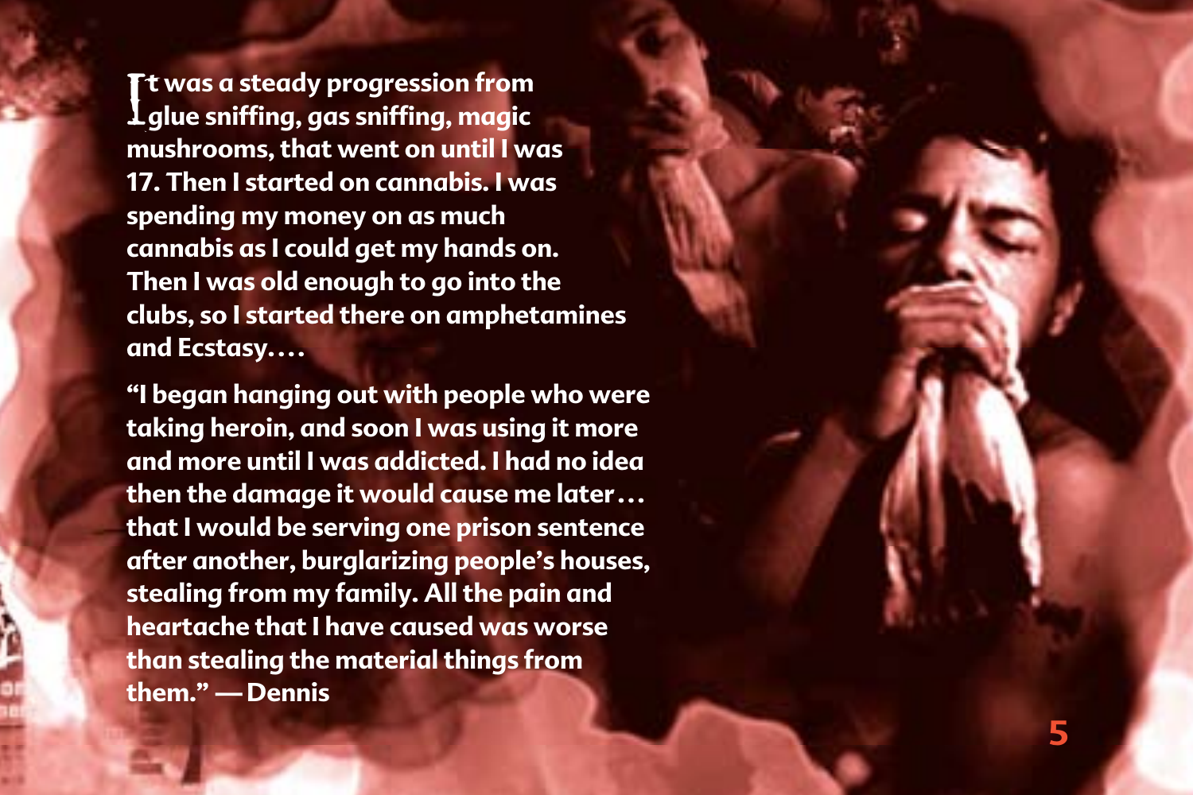It was a steady progression from glue sniffing, gas sniffing, magic mushrooms, that went on until I was 17. Then I started on cannabis. I was spending my money on as much cannabis as I could get my hands on. Then I was old enough to go into the clubs, so I started there on amphetamines and Ecstasy. . . .

"I began hanging out with people who were taking heroin, and soon I was using it more and more until I was addicted. I had no idea then the damage it would cause me later . . . that I would be serving one prison sentence after another, burglarizing people's houses, stealing from my family. All the pain and heartache that I have caused was worse than stealing the material things from them." —Dennis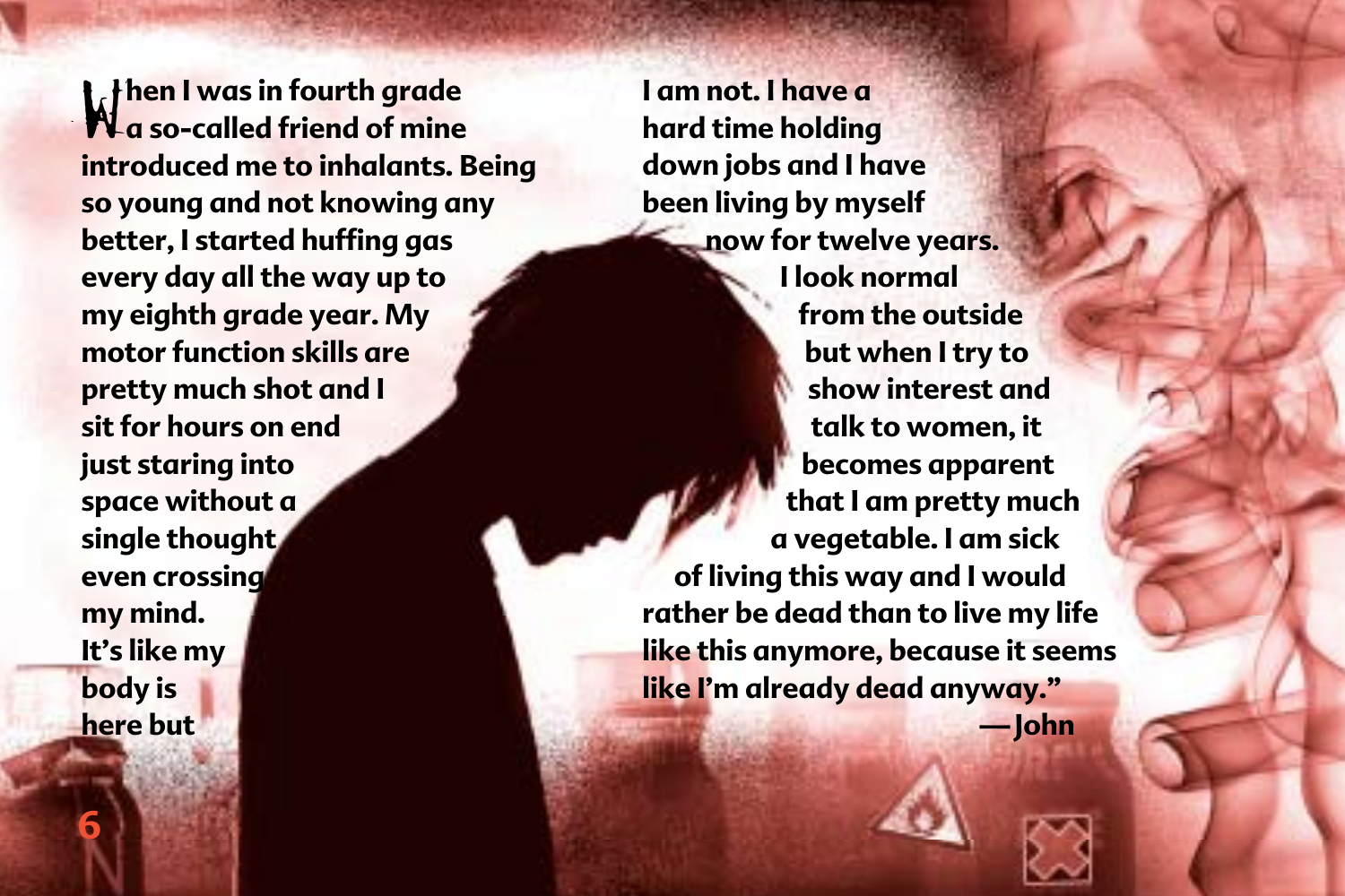When I was in fourth grade a so-called friend of mine introduced me to inhalants. Being so young and not knowing any better, I started huffing gas every day all the way up to my eighth grade year. My motor function skills are pretty much shot and I sit for hours on end just staring into space without a single thought even crossing my mind. It's like my body is here but I am not. I have a hard time holding down jobs and I have been living by myself now for twelve years. I look normal from the outside but when I try to show interest and talk to women, it becomes apparent that I am pretty much a vegetable. I am sick of living this way and I would rather be dead than to live my life like this anymore, because it seems like I'm already dead anyway."

—John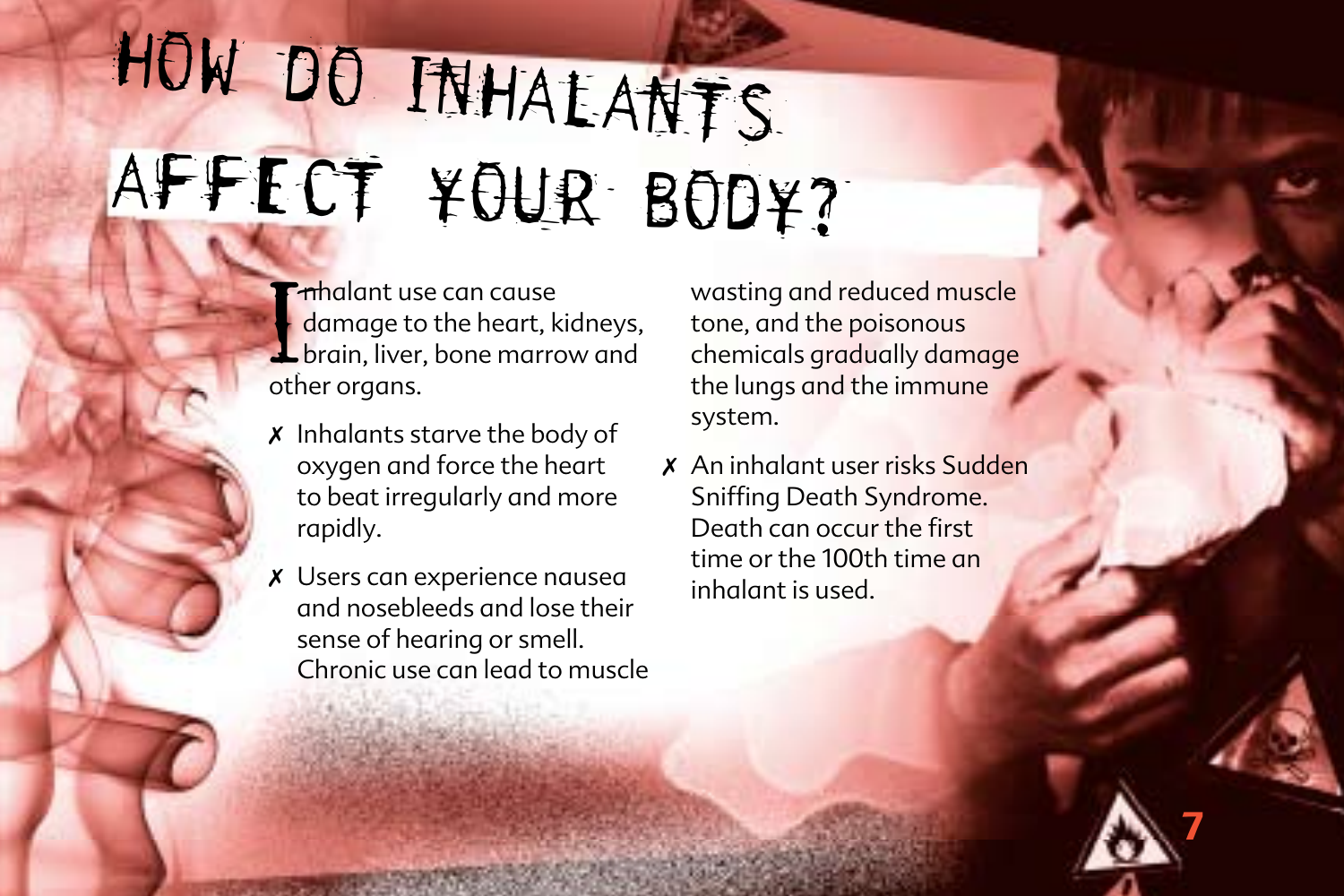# HOW DO INHALANTS AFFECT YOUR BODY?

Inhalant use can cause damage to the heart, kidneys, brain, liver, bone marrow and other organs.

- ✗ Inhalants starve the body of oxygen and force the heart to beat irregularly and more rapidly.
- ✗ Users can experience nausea and nosebleeds and lose their sense of hearing or smell. Chronic use can lead to muscle wasting and reduced muscle tone, and the poisonous chemicals gradually damage the lungs and the immune system.
- ✗ An inhalant user risks Sudden Sniffing Death Syndrome. Death can occur the first time or the 100th time an inhalant is used.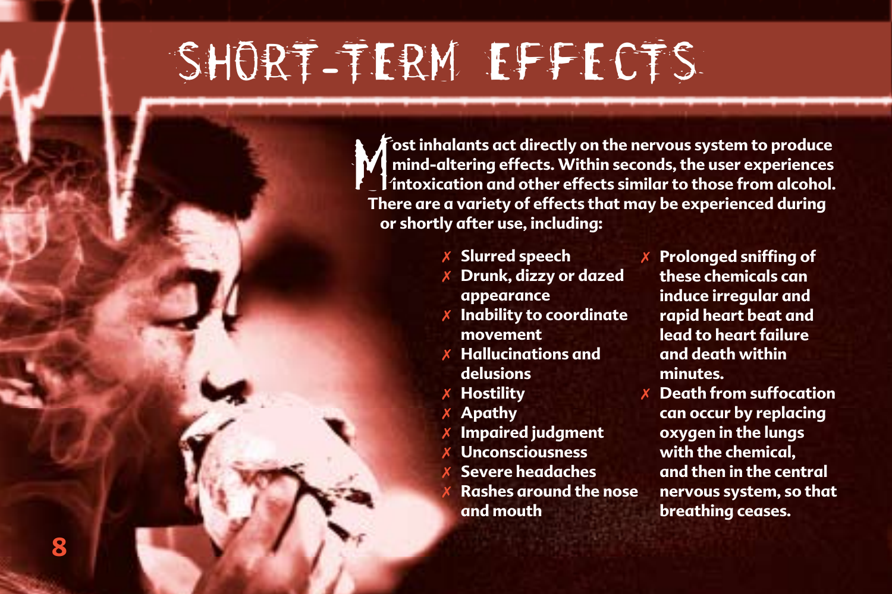# SHORT-TERM EFFECTS

**Most inhalants act directly on the nervous system to produce mind-altering effects. Within seconds, the user experiences intoxication and other effects similar to those from alcohol. There are a variety of effects that may be experienced during or shortly after use, including:**

- **Slurred speech**
- **Drunk, dizzy or dazed appearance**
- **Inability to coordinate movement**
- **Hallucinations and delusions**
- **Hostility**
- **Apathy**
- **Impaired judgment**
- **Unconsciousness**
- **Severe headaches**
- **Rashes around the nose and mouth**
- **Prolonged sniffing of these chemicals can induce irregular and rapid heart beat and lead to heart failure and death within minutes.**
- **Death from suffocation can occur by replacing oxygen in the lungs with the chemical, and then in the central nervous system, so that breathing ceases.**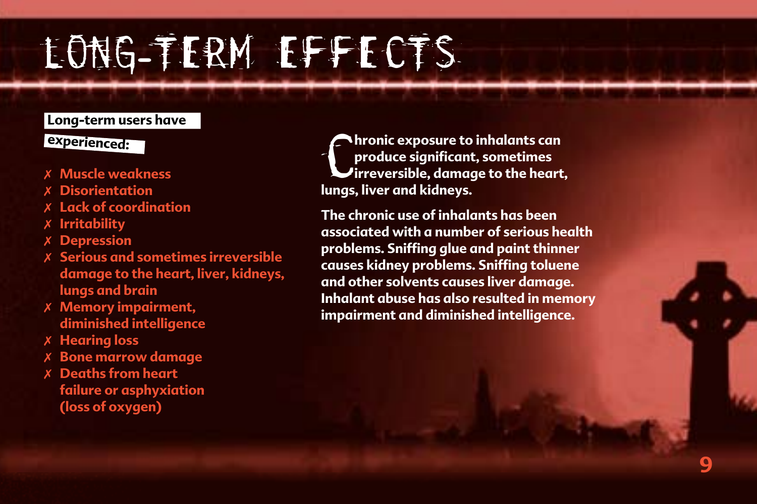# LONG-TERM EFFECTS

**Long-term users have experienced:**

- ✗ Muscle weakness
- ✗ Disorientation
- ✗ Lack of coordination
- ✗ Irritability
- ✗ Depression
- ✗ Serious and sometimes irreversible damage to the heart, liver, kidneys, lungs and brain
- ✗ Memory impairment, diminished intelligence
- ✗ Hearing loss
- ✗ Bone marrow damage
- ✗ Deaths from heart failure or asphyxiation (loss of oxygen)

**Chronic exposure to inhalants can produce significant, sometimes irreversible, damage to the heart, lungs, liver and kidneys.**

**The chronic use of inhalants has been associated with a number of serious health problems. Sniffing glue and paint thinner causes kidney problems. Sniffing toluene and other solvents causes liver damage. Inhalant abuse has also resulted in memory impairment and diminished intelligence.**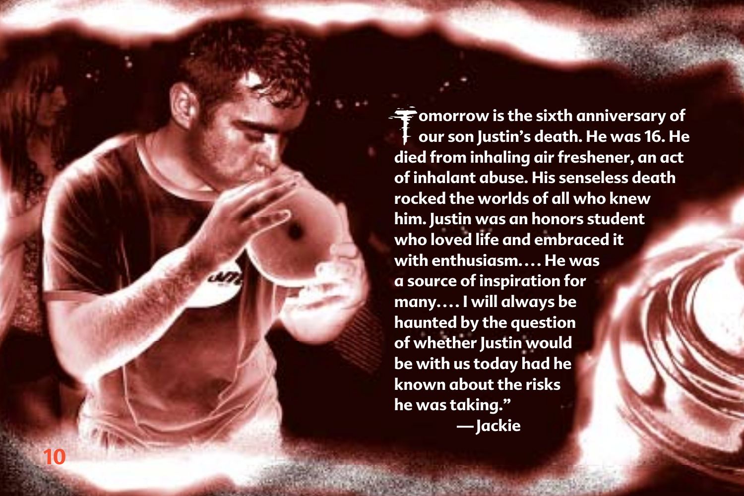"Tomorrow is the sixth anniversary of our son Justin's death. He was 16. He died from inhaling air freshener, an act of inhalant abuse. His senseless death rocked the worlds of all who knew him. Justin was an honors student who loved life and embraced it with enthusiasm.... He was a source of inspiration for many.... I will always be haunted by the question of whether Justin would be with us today had he known about the risks he was taking."

—Jackie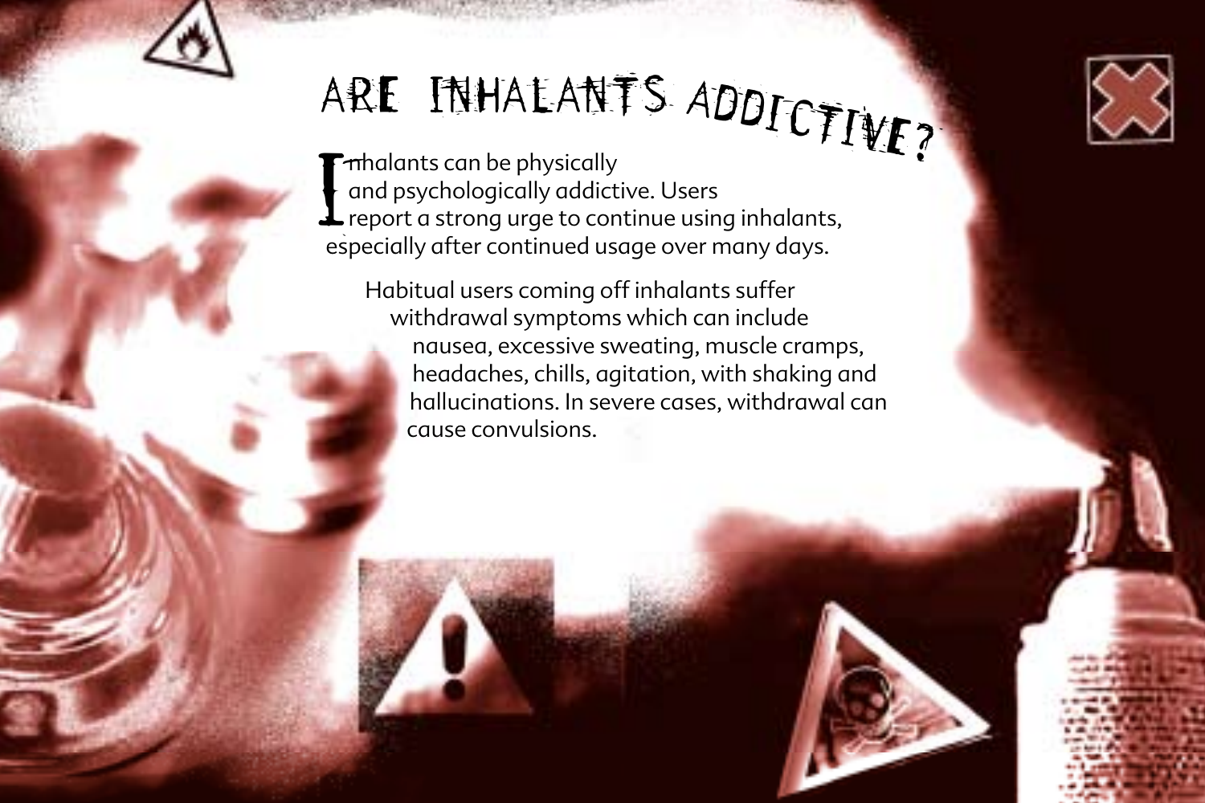# ARE INHALANTS ADDICTIVE?

Inhalants can be physically and psychologically addictive. Users report a strong urge to continue using inhalants, especially after continued usage over many days.

Habitual users coming off inhalants suffer withdrawal symptoms which can include nausea, excessive sweating, muscle cramps, headaches, chills, agitation, with shaking and hallucinations. In severe cases, withdrawal can cause convulsions.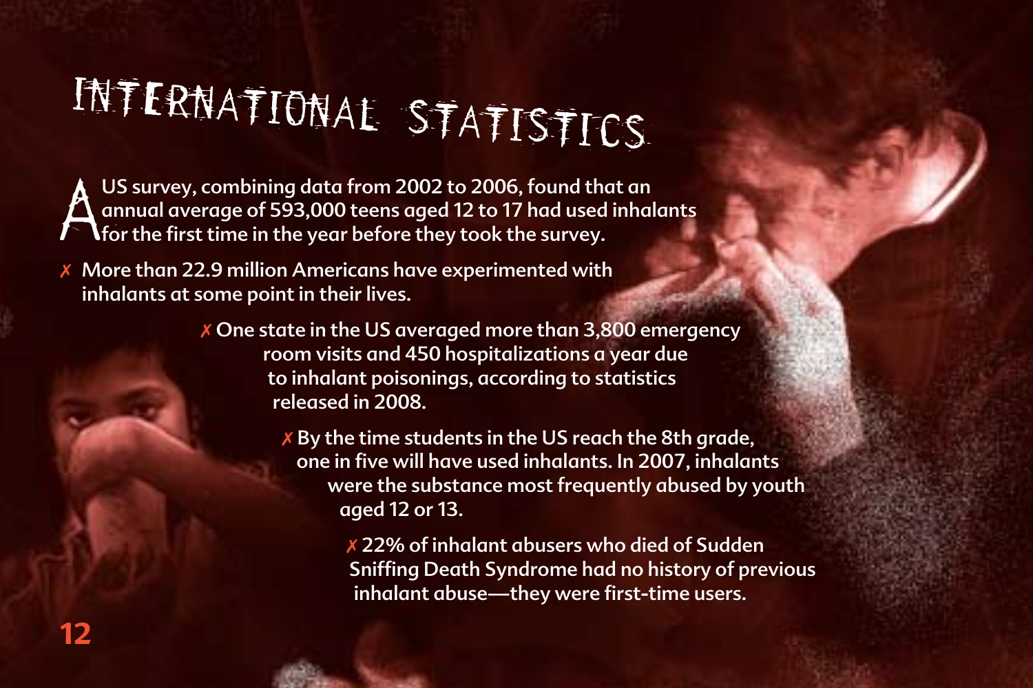# International Statistics

A US survey, combining data from 2002 to 2006, found that an annual average of 593,000 teens aged 12 to 17 had used inhalants for the first time in the year before they took the survey.

- ✗ More than 22.9 million Americans have experimented with inhalants at some point in their lives.
- ✗ One state in the US averaged more than 3,800 emergency room visits and 450 hospitalizations a year due to inhalant poisonings, according to statistics released in 2008.
- ✗ By the time students in the US reach the 8th grade, one in five will have used inhalants. In 2007, inhalants were the substance most frequently abused by youth aged 12 or 13.
- ✗ 22% of inhalant abusers who died of Sudden Sniffing Death Syndrome had no history of previous inhalant abuse—they were first-time users.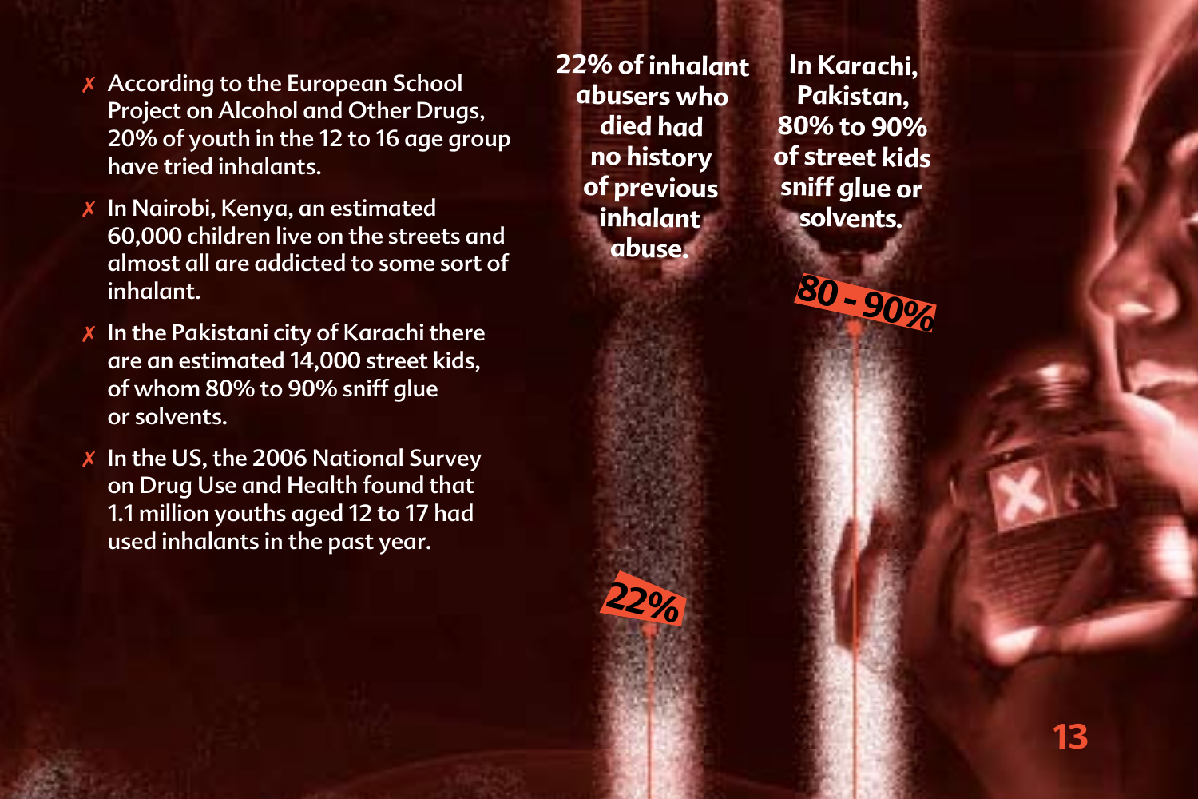- ✗ According to the European School Project on Alcohol and Other Drugs, 20% of youth in the 12 to 16 age group have tried inhalants.
- ✗ In Nairobi, Kenya, an estimated 60,000 children live on the streets and almost all are addicted to some sort of inhalant.
- ✗ In the Pakistani city of Karachi there are an estimated 14,000 street kids, of whom 80% to 90% sniff glue or solvents.
- ✗ In the US, the 2006 National Survey on Drug Use and Health found that 1.1 million youths aged 12 to 17 had used inhalants in the past year.

**22% of inhalant abusers who died had no history of previous inhalant abuse.**

**In Karachi, Pakistan, 80% to 90% of street kids sniff glue or solvents.**

**80 - 90%**

**22%**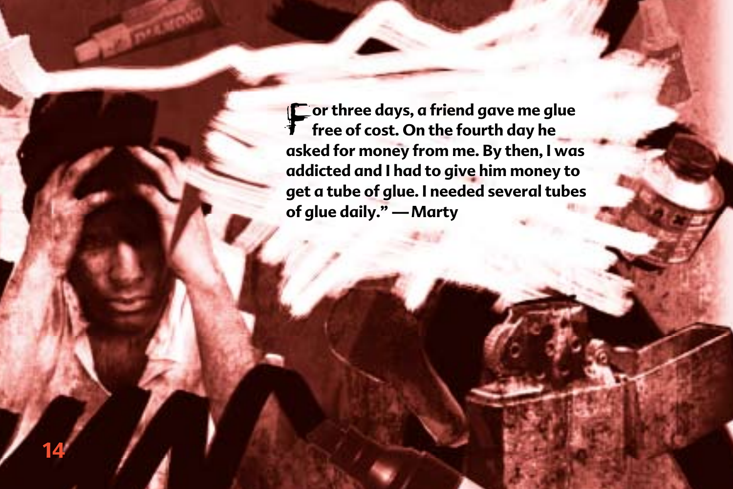For three days, a friend gave me glue free of cost. On the fourth day he asked for money from me. By then, I was addicted and I had to give him money to get a tube of glue. I needed several tubes of glue daily." —Marty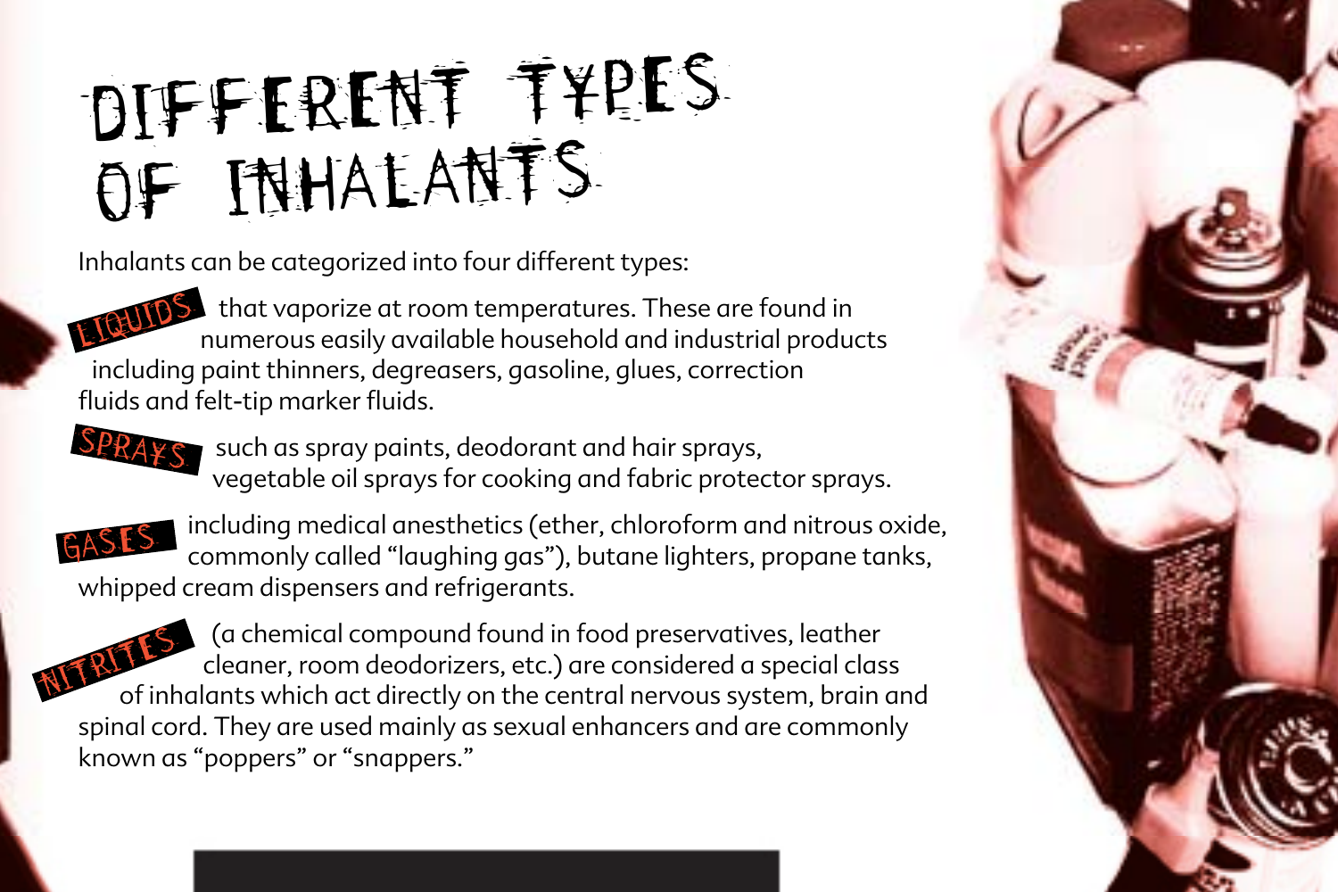# DIFFERENT TYPES OF INHALANTS

Inhalants can be categorized into four different types:

**LIQUIDS** that vaporize at room temperatures. These are found in numerous easily available household and industrial products including paint thinners, degreasers, gasoline, glues, correction fluids and felt-tip marker fluids.

**SPRAYS** such as spray paints, deodorant and hair sprays, vegetable oil sprays for cooking and fabric protector sprays.

**GASES** including medical anesthetics (ether, chloroform and nitrous oxide, commonly called "laughing gas"), butane lighters, propane tanks, whipped cream dispensers and refrigerants.

**NITRITES** (a chemical compound found in food preservatives, leather cleaner, room deodorizers, etc.) are considered a special class of inhalants which act directly on the central nervous system, brain and spinal cord. They are used mainly as sexual enhancers and are commonly known as "poppers" or "snappers."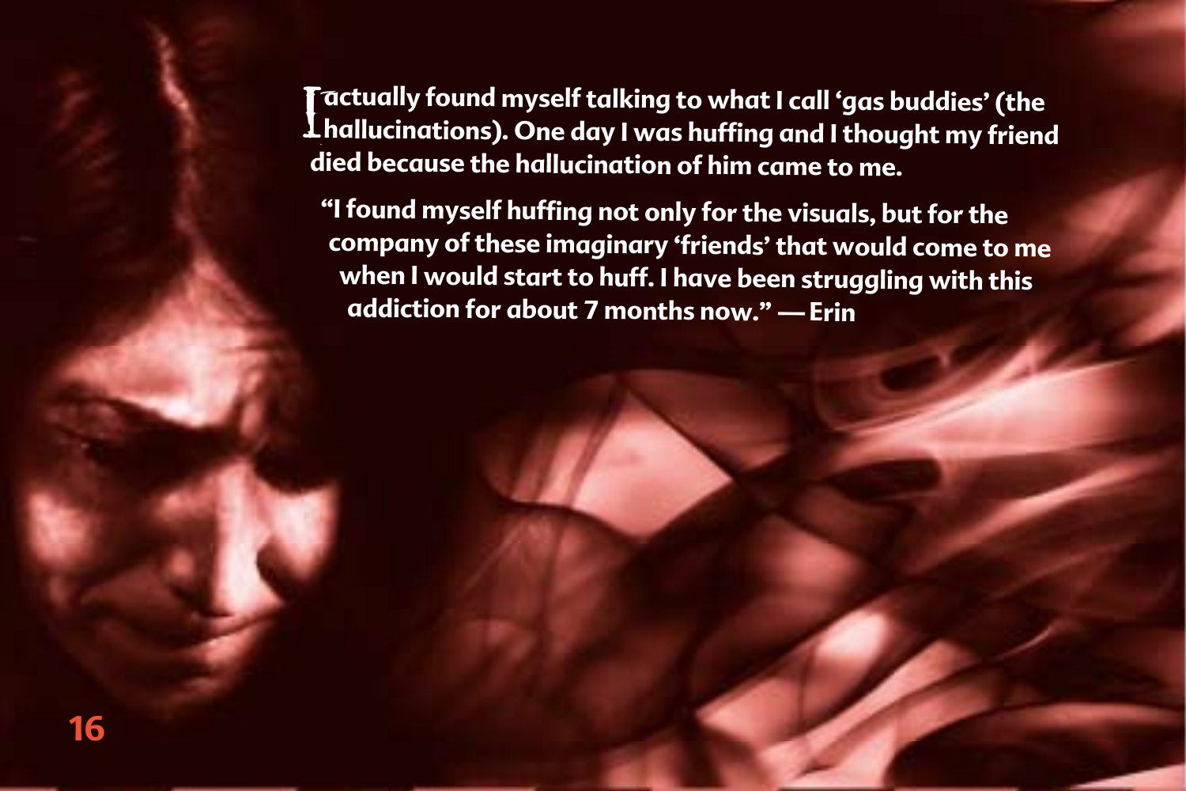I actually found myself talking to what I call 'gas buddies' (the hallucinations). One day I was huffing and I thought my friend died because the hallucination of him came to me.

"I found myself huffing not only for the visuals, but for the company of these imaginary 'friends' that would come to me when I would start to huff. I have been struggling with this addiction for about 7 months now." — Erin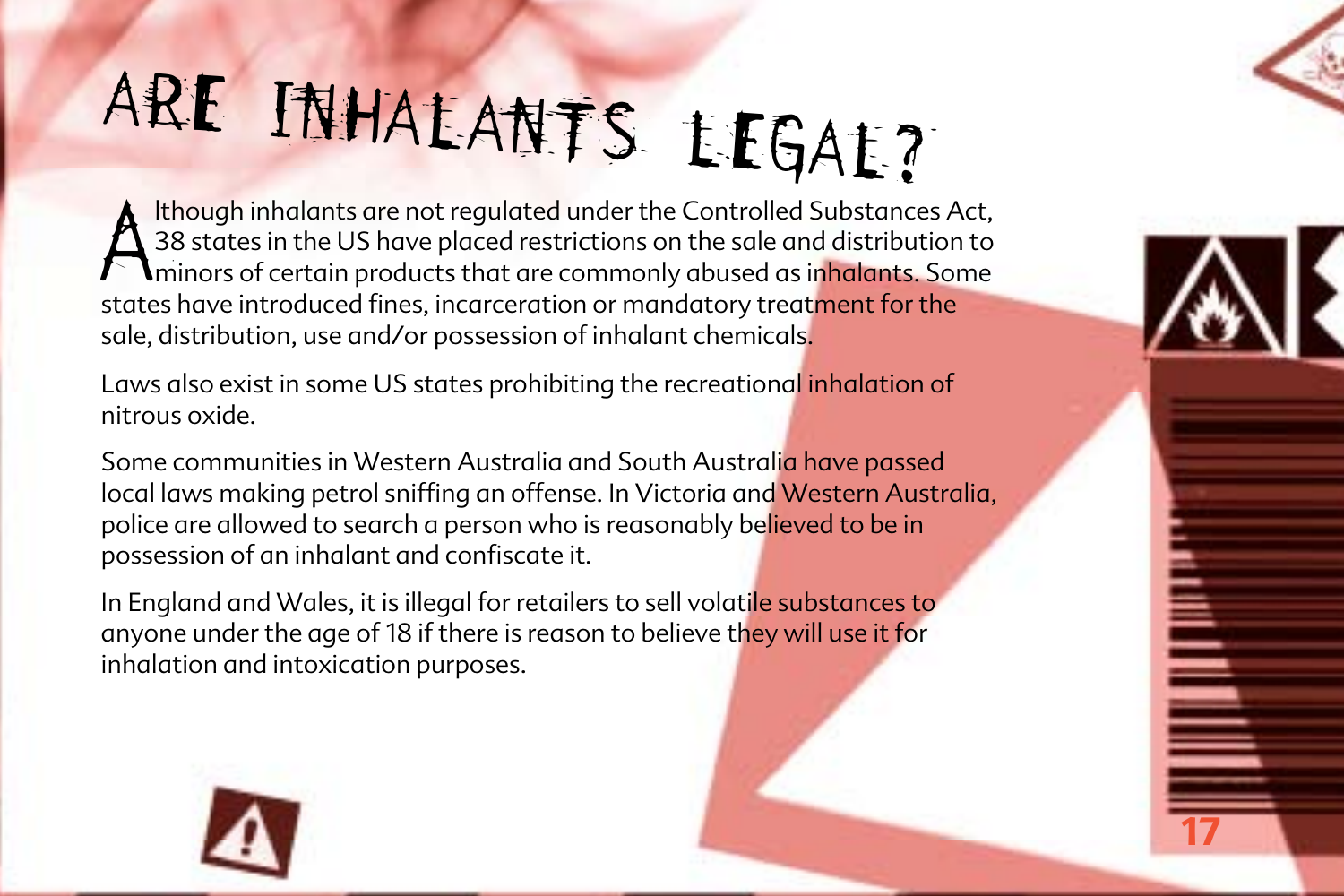# ARE INHALANTS LEGAL?

Although inhalants are not regulated under the Controlled Substances Act, 38 states in the US have placed restrictions on the sale and distribution to minors of certain products that are commonly abused as inhalants. Some states have introduced fines, incarceration or mandatory treatment for the sale, distribution, use and/or possession of inhalant chemicals.

Laws also exist in some US states prohibiting the recreational inhalation of nitrous oxide.

Some communities in Western Australia and South Australia have passed local laws making petrol sniffing an offense. In Victoria and Western Australia, police are allowed to search a person who is reasonably believed to be in possession of an inhalant and confiscate it.

In England and Wales, it is illegal for retailers to sell volatile substances to anyone under the age of 18 if there is reason to believe they will use it for inhalation and intoxication purposes.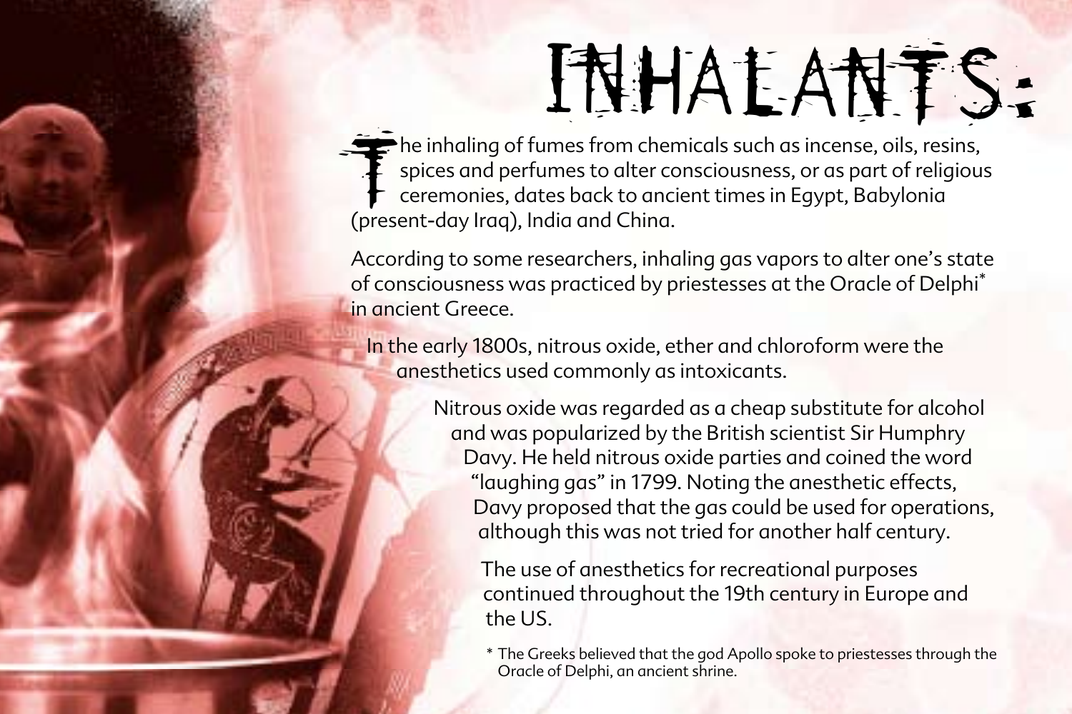# INHALANTS:

The inhaling of fumes from chemicals such as incense, oils, resins, spices and perfumes to alter consciousness, or as part of religious ceremonies, dates back to ancient times in Egypt, Babylonia (present-day Iraq), India and China.

According to some researchers, inhaling gas vapors to alter one's state of consciousness was practiced by priestesses at the Oracle of Delphi* in ancient Greece.

In the early 1800s, nitrous oxide, ether and chloroform were the anesthetics used commonly as intoxicants.

Nitrous oxide was regarded as a cheap substitute for alcohol and was popularized by the British scientist Sir Humphry Davy. He held nitrous oxide parties and coined the word "laughing gas" in 1799. Noting the anesthetic effects, Davy proposed that the gas could be used for operations, although this was not tried for another half century.

The use of anesthetics for recreational purposes continued throughout the 19th century in Europe and the US.

\* The Greeks believed that the god Apollo spoke to priestesses through the Oracle of Delphi, an ancient shrine.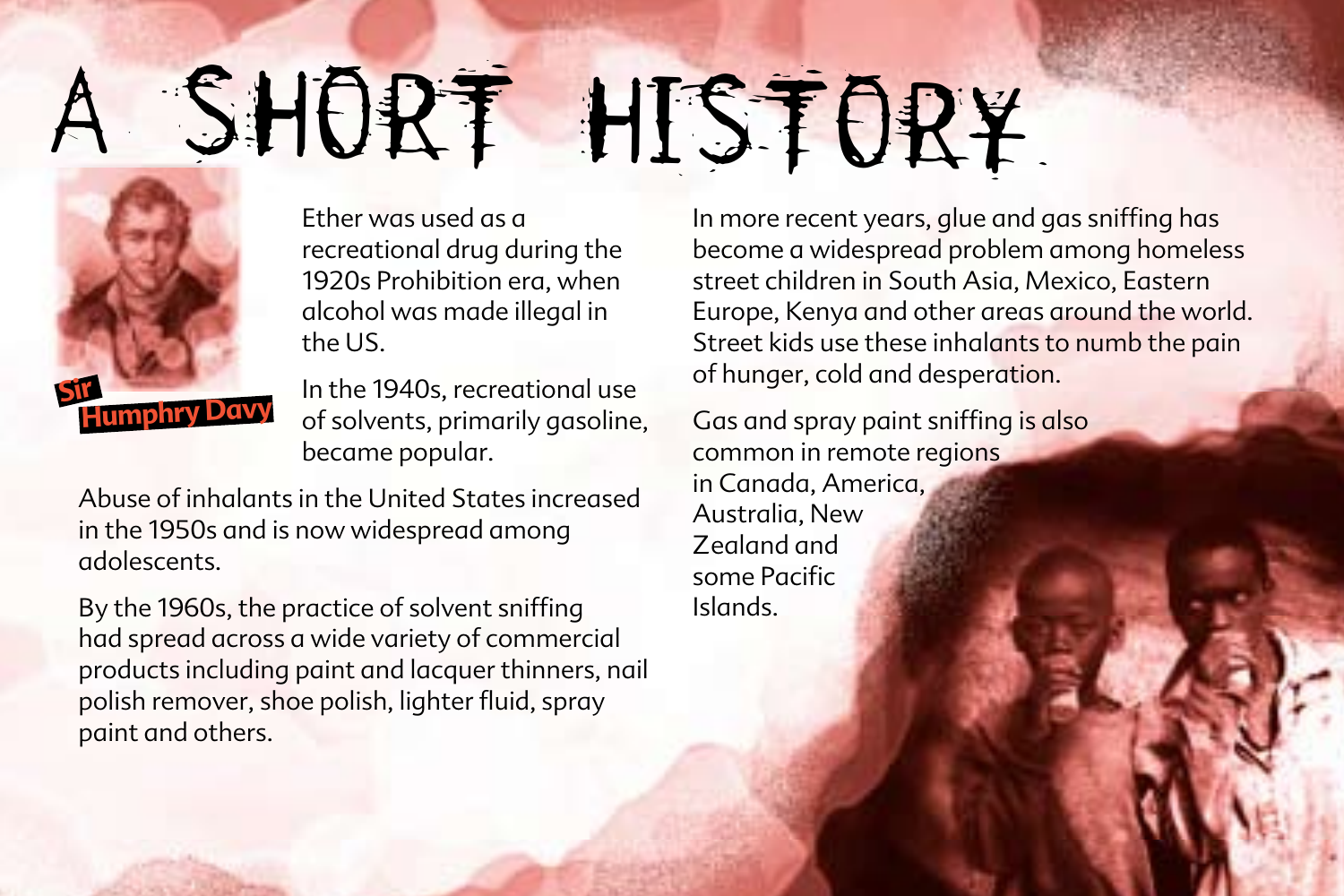# A SHORT HISTORY

Sir Humphry Davy

Ether was used as a recreational drug during the 1920s Prohibition era, when alcohol was made illegal in the US.

In the 1940s, recreational use of solvents, primarily gasoline, became popular.

Abuse of inhalants in the United States increased in the 1950s and is now widespread among adolescents.

By the 1960s, the practice of solvent sniffing had spread across a wide variety of commercial products including paint and lacquer thinners, nail polish remover, shoe polish, lighter fluid, spray paint and others.

In more recent years, glue and gas sniffing has become a widespread problem among homeless street children in South Asia, Mexico, Eastern Europe, Kenya and other areas around the world. Street kids use these inhalants to numb the pain of hunger, cold and desperation.

Gas and spray paint sniffing is also common in remote regions in Canada, America, Australia, New Zealand and some Pacific Islands.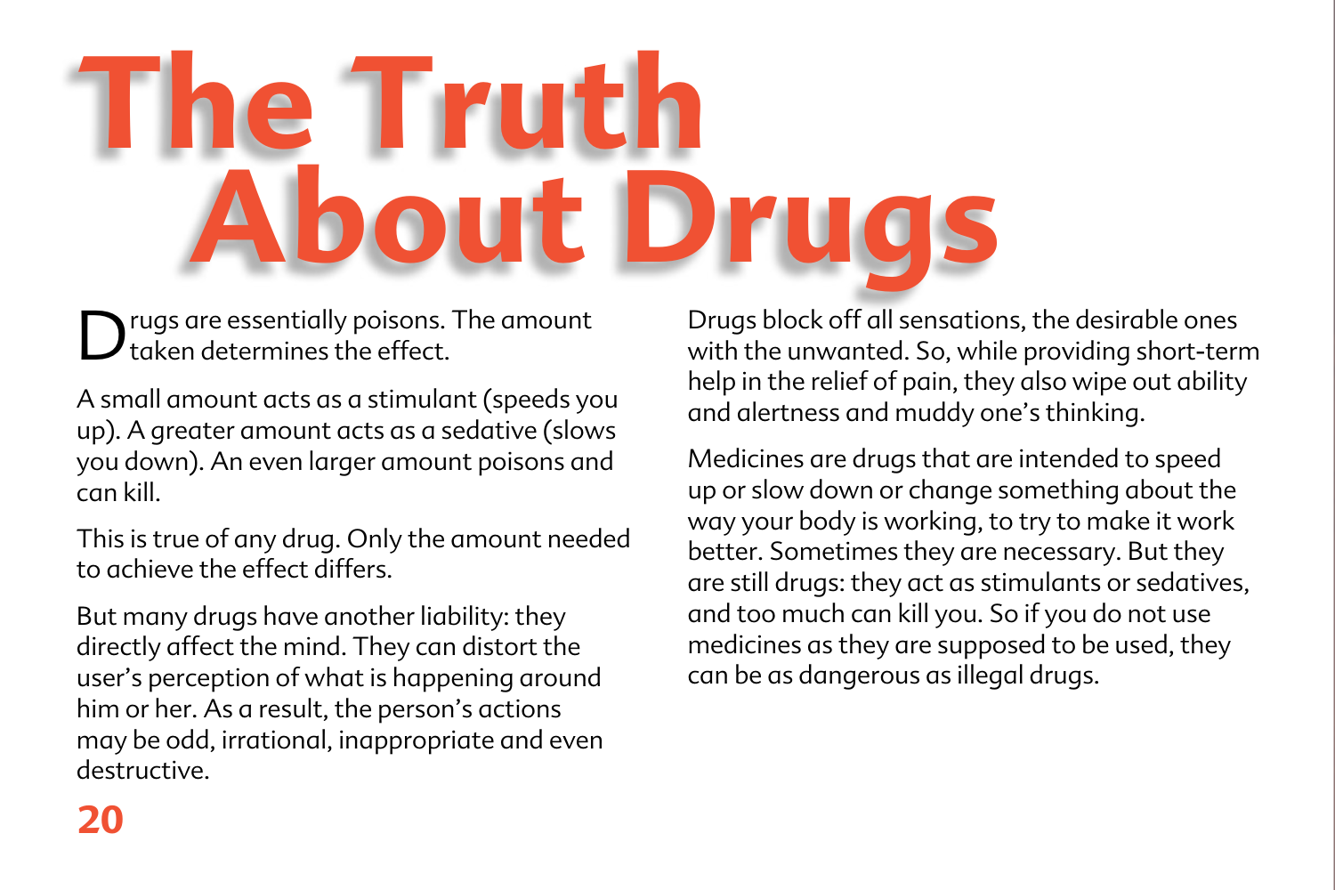# The Truth About Drugs

Drugs are essentially poisons. The amount taken determines the effect.

A small amount acts as a stimulant (speeds you up). A greater amount acts as a sedative (slows you down). An even larger amount poisons and can kill.

This is true of any drug. Only the amount needed to achieve the effect differs.

But many drugs have another liability: they directly affect the mind. They can distort the user's perception of what is happening around him or her. As a result, the person's actions may be odd, irrational, inappropriate and even destructive.

Drugs block off all sensations, the desirable ones with the unwanted. So, while providing short-term help in the relief of pain, they also wipe out ability and alertness and muddy one's thinking.

Medicines are drugs that are intended to speed up or slow down or change something about the way your body is working, to try to make it work better. Sometimes they are necessary. But they are still drugs: they act as stimulants or sedatives, and too much can kill you. So if you do not use medicines as they are supposed to be used, they can be as dangerous as illegal drugs.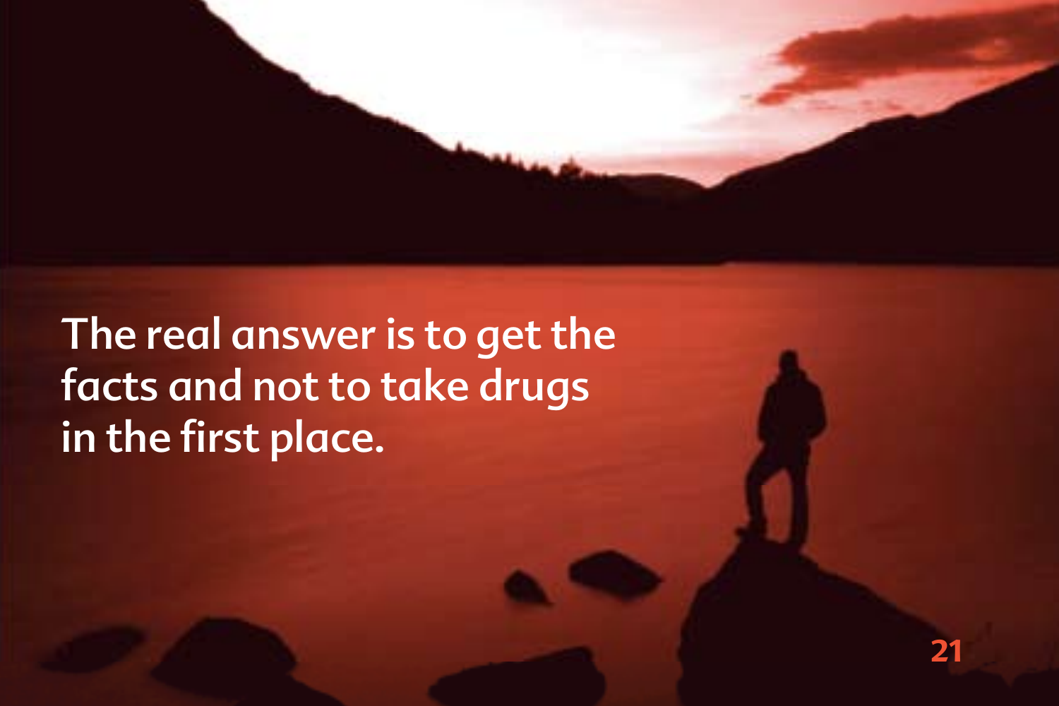The real answer is to get the facts and not to take drugs in the first place.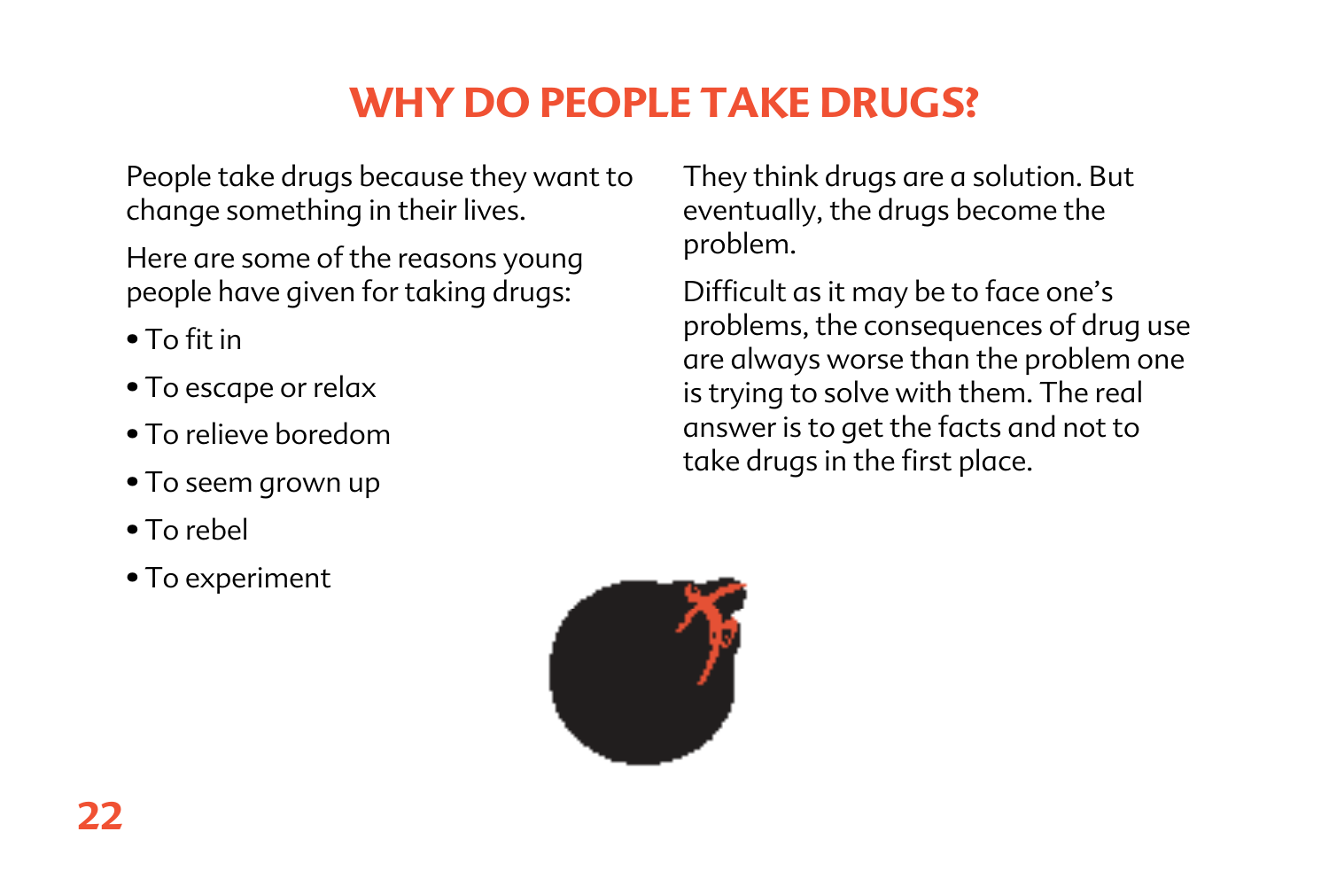# WHY DO PEOPLE TAKE DRUGS?

People take drugs because they want to change something in their lives.

Here are some of the reasons young people have given for taking drugs:

- To fit in
- To escape or relax
- To relieve boredom
- To seem grown up
- To rebel
- To experiment

They think drugs are a solution. But eventually, the drugs become the problem.

Difficult as it may be to face one's problems, the consequences of drug use are always worse than the problem one is trying to solve with them. The real answer is to get the facts and not to take drugs in the first place.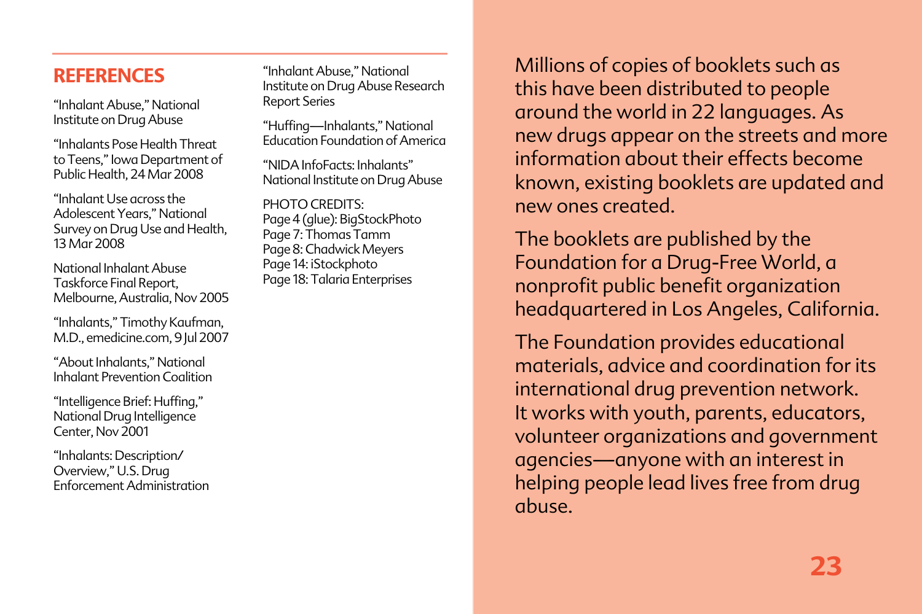## REFERENCES

"Inhalant Abuse," National Institute on Drug Abuse

"Inhalants Pose Health Threat to Teens," Iowa Department of Public Health, 24 Mar 2008

"Inhalant Use across the Adolescent Years," National Survey on Drug Use and Health, 13 Mar 2008

National Inhalant Abuse Taskforce Final Report, Melbourne, Australia, Nov 2005

"Inhalants," Timothy Kaufman, M.D., emedicine.com, 9 Jul 2007

"About Inhalants," National Inhalant Prevention Coalition

"Intelligence Brief: Huffing," National Drug Intelligence Center, Nov 2001

"Inhalants: Description/Overview," U.S. Drug Enforcement Administration

"Inhalant Abuse," National Institute on Drug Abuse Research Report Series

"Huffing—Inhalants," National Education Foundation of America

"NIDA InfoFacts: Inhalants" National Institute on Drug Abuse

PHOTO CREDITS:
Page 4 (glue): BigStockPhoto
Page 7: Thomas Tamm
Page 8: Chadwick Meyers
Page 14: iStockphoto
Page 18: Talaria Enterprises

Millions of copies of booklets such as this have been distributed to people around the world in 22 languages. As new drugs appear on the streets and more information about their effects become known, existing booklets are updated and new ones created.

The booklets are published by the Foundation for a Drug-Free World, a nonprofit public benefit organization headquartered in Los Angeles, California.

The Foundation provides educational materials, advice and coordination for its international drug prevention network. It works with youth, parents, educators, volunteer organizations and government agencies—anyone with an interest in helping people lead lives free from drug abuse.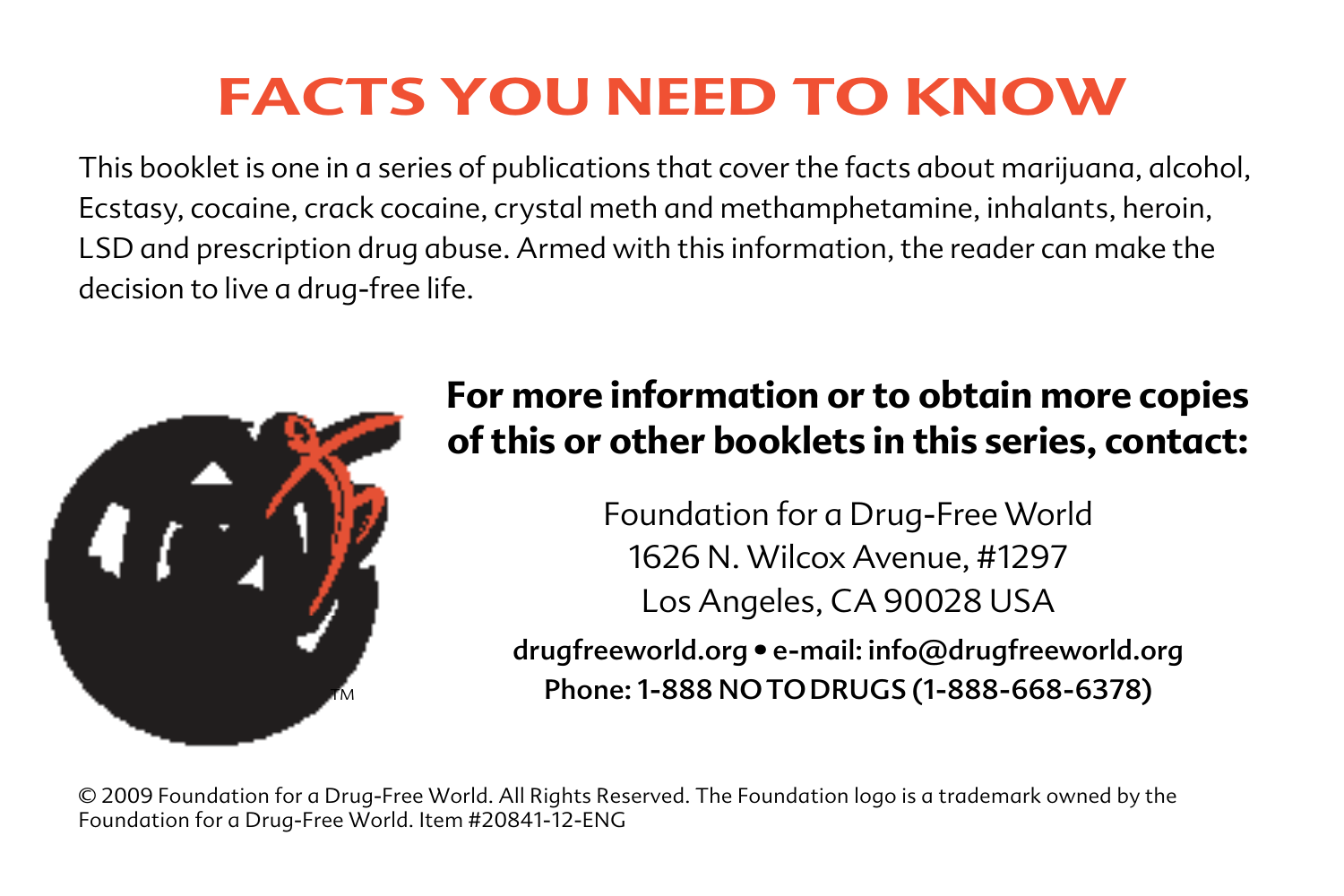# FACTS YOU NEED TO KNOW

This booklet is one in a series of publications that cover the facts about marijuana, alcohol, Ecstasy, cocaine, crack cocaine, crystal meth and methamphetamine, inhalants, heroin, LSD and prescription drug abuse. Armed with this information, the reader can make the decision to live a drug-free life.

TM

**For more information or to obtain more copies of this or other booklets in this series, contact:**

Foundation for a Drug-Free World
1626 N. Wilcox Avenue, #1297
Los Angeles, CA 90028 USA

**drugfreeworld.org • e-mail: info@drugfreeworld.org**
**Phone: 1-888 NO TO DRUGS (1-888-668-6378)**

© 2009 Foundation for a Drug-Free World. All Rights Reserved. The Foundation logo is a trademark owned by the Foundation for a Drug-Free World. Item #20841-12-ENG